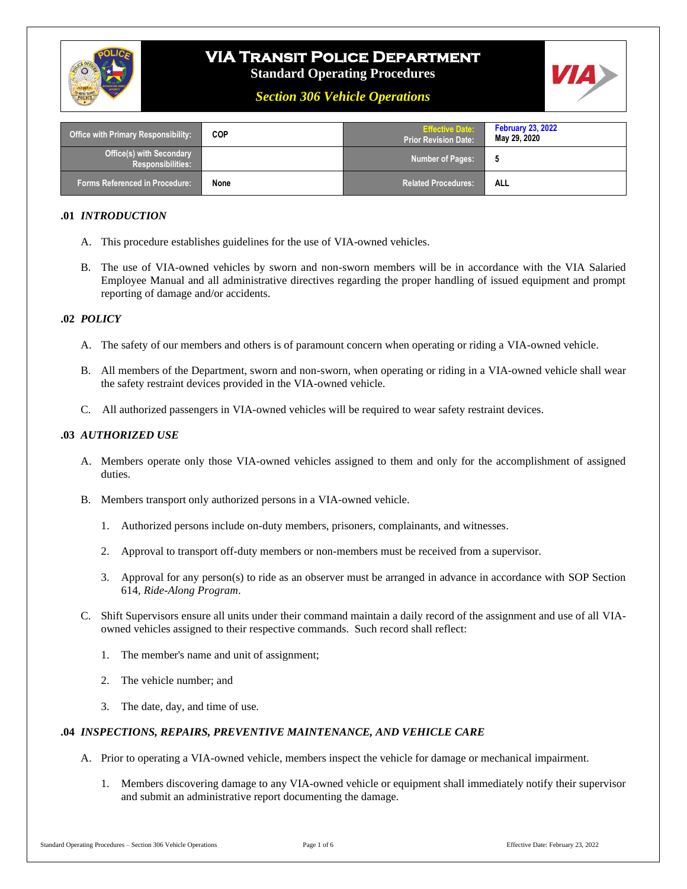# VIA Transit Police Department

**Standard Operating Procedures**

***Section 306 Vehicle Operations***

| | | | |
|---|---|---|---|
| Office with Primary Responsibility: | COP | Effective Date: Prior Revision Date: | February 23, 2022 May 29, 2020 |
| Office(s) with Secondary Responsibilities: | | Number of Pages: | 5 |
| Forms Referenced in Procedure: | None | Related Procedures: | ALL |

## .01 *INTRODUCTION*

A. This procedure establishes guidelines for the use of VIA-owned vehicles.

B. The use of VIA-owned vehicles by sworn and non-sworn members will be in accordance with the VIA Salaried Employee Manual and all administrative directives regarding the proper handling of issued equipment and prompt reporting of damage and/or accidents.

## .02 *POLICY*

A. The safety of our members and others is of paramount concern when operating or riding a VIA-owned vehicle.

B. All members of the Department, sworn and non-sworn, when operating or riding in a VIA-owned vehicle shall wear the safety restraint devices provided in the VIA-owned vehicle.

C. All authorized passengers in VIA-owned vehicles will be required to wear safety restraint devices.

## .03 *AUTHORIZED USE*

A. Members operate only those VIA-owned vehicles assigned to them and only for the accomplishment of assigned duties.

B. Members transport only authorized persons in a VIA-owned vehicle.

1. Authorized persons include on-duty members, prisoners, complainants, and witnesses.
2. Approval to transport off-duty members or non-members must be received from a supervisor.
3. Approval for any person(s) to ride as an observer must be arranged in advance in accordance with SOP Section 614, *Ride-Along Program*.

C. Shift Supervisors ensure all units under their command maintain a daily record of the assignment and use of all VIA-owned vehicles assigned to their respective commands. Such record shall reflect:

1. The member's name and unit of assignment;
2. The vehicle number; and
3. The date, day, and time of use.

## .04 *INSPECTIONS, REPAIRS, PREVENTIVE MAINTENANCE, AND VEHICLE CARE*

A. Prior to operating a VIA-owned vehicle, members inspect the vehicle for damage or mechanical impairment.

1. Members discovering damage to any VIA-owned vehicle or equipment shall immediately notify their supervisor and submit an administrative report documenting the damage.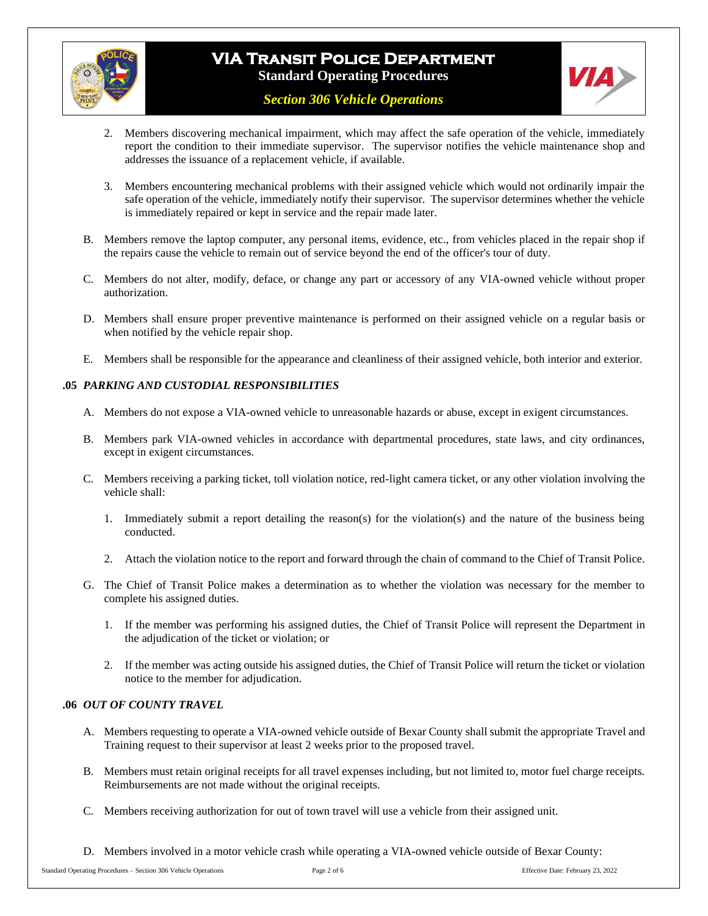2. Members discovering mechanical impairment, which may affect the safe operation of the vehicle, immediately report the condition to their immediate supervisor. The supervisor notifies the vehicle maintenance shop and addresses the issuance of a replacement vehicle, if available.

3. Members encountering mechanical problems with their assigned vehicle which would not ordinarily impair the safe operation of the vehicle, immediately notify their supervisor. The supervisor determines whether the vehicle is immediately repaired or kept in service and the repair made later.

B. Members remove the laptop computer, any personal items, evidence, etc., from vehicles placed in the repair shop if the repairs cause the vehicle to remain out of service beyond the end of the officer's tour of duty.

C. Members do not alter, modify, deface, or change any part or accessory of any VIA-owned vehicle without proper authorization.

D. Members shall ensure proper preventive maintenance is performed on their assigned vehicle on a regular basis or when notified by the vehicle repair shop.

E. Members shall be responsible for the appearance and cleanliness of their assigned vehicle, both interior and exterior.

## .05 *PARKING AND CUSTODIAL RESPONSIBILITIES*

A. Members do not expose a VIA-owned vehicle to unreasonable hazards or abuse, except in exigent circumstances.

B. Members park VIA-owned vehicles in accordance with departmental procedures, state laws, and city ordinances, except in exigent circumstances.

C. Members receiving a parking ticket, toll violation notice, red-light camera ticket, or any other violation involving the vehicle shall:

1. Immediately submit a report detailing the reason(s) for the violation(s) and the nature of the business being conducted.

2. Attach the violation notice to the report and forward through the chain of command to the Chief of Transit Police.

G. The Chief of Transit Police makes a determination as to whether the violation was necessary for the member to complete his assigned duties.

1. If the member was performing his assigned duties, the Chief of Transit Police will represent the Department in the adjudication of the ticket or violation; or

2. If the member was acting outside his assigned duties, the Chief of Transit Police will return the ticket or violation notice to the member for adjudication.

## .06 *OUT OF COUNTY TRAVEL*

A. Members requesting to operate a VIA-owned vehicle outside of Bexar County shall submit the appropriate Travel and Training request to their supervisor at least 2 weeks prior to the proposed travel.

B. Members must retain original receipts for all travel expenses including, but not limited to, motor fuel charge receipts. Reimbursements are not made without the original receipts.

C. Members receiving authorization for out of town travel will use a vehicle from their assigned unit.

D. Members involved in a motor vehicle crash while operating a VIA-owned vehicle outside of Bexar County: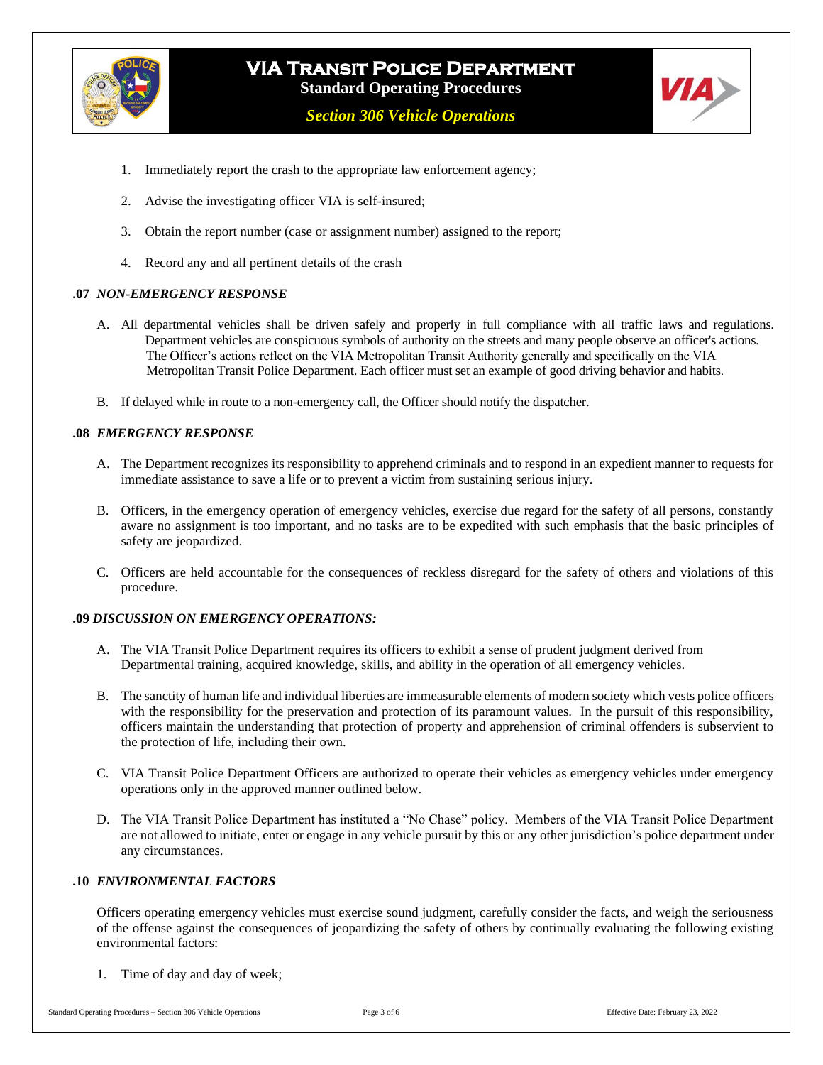1. Immediately report the crash to the appropriate law enforcement agency;
2. Advise the investigating officer VIA is self-insured;
3. Obtain the report number (case or assignment number) assigned to the report;
4. Record any and all pertinent details of the crash

### .07 *NON-EMERGENCY RESPONSE*

A. All departmental vehicles shall be driven safely and properly in full compliance with all traffic laws and regulations. Department vehicles are conspicuous symbols of authority on the streets and many people observe an officer's actions. The Officer's actions reflect on the VIA Metropolitan Transit Authority generally and specifically on the VIA Metropolitan Transit Police Department. Each officer must set an example of good driving behavior and habits.

B. If delayed while in route to a non-emergency call, the Officer should notify the dispatcher.

### .08 *EMERGENCY RESPONSE*

A. The Department recognizes its responsibility to apprehend criminals and to respond in an expedient manner to requests for immediate assistance to save a life or to prevent a victim from sustaining serious injury.

B. Officers, in the emergency operation of emergency vehicles, exercise due regard for the safety of all persons, constantly aware no assignment is too important, and no tasks are to be expedited with such emphasis that the basic principles of safety are jeopardized.

C. Officers are held accountable for the consequences of reckless disregard for the safety of others and violations of this procedure.

### .09 *DISCUSSION ON EMERGENCY OPERATIONS:*

A. The VIA Transit Police Department requires its officers to exhibit a sense of prudent judgment derived from Departmental training, acquired knowledge, skills, and ability in the operation of all emergency vehicles.

B. The sanctity of human life and individual liberties are immeasurable elements of modern society which vests police officers with the responsibility for the preservation and protection of its paramount values. In the pursuit of this responsibility, officers maintain the understanding that protection of property and apprehension of criminal offenders is subservient to the protection of life, including their own.

C. VIA Transit Police Department Officers are authorized to operate their vehicles as emergency vehicles under emergency operations only in the approved manner outlined below.

D. The VIA Transit Police Department has instituted a "No Chase" policy. Members of the VIA Transit Police Department are not allowed to initiate, enter or engage in any vehicle pursuit by this or any other jurisdiction's police department under any circumstances.

### .10 *ENVIRONMENTAL FACTORS*

Officers operating emergency vehicles must exercise sound judgment, carefully consider the facts, and weigh the seriousness of the offense against the consequences of jeopardizing the safety of others by continually evaluating the following existing environmental factors:

1. Time of day and day of week;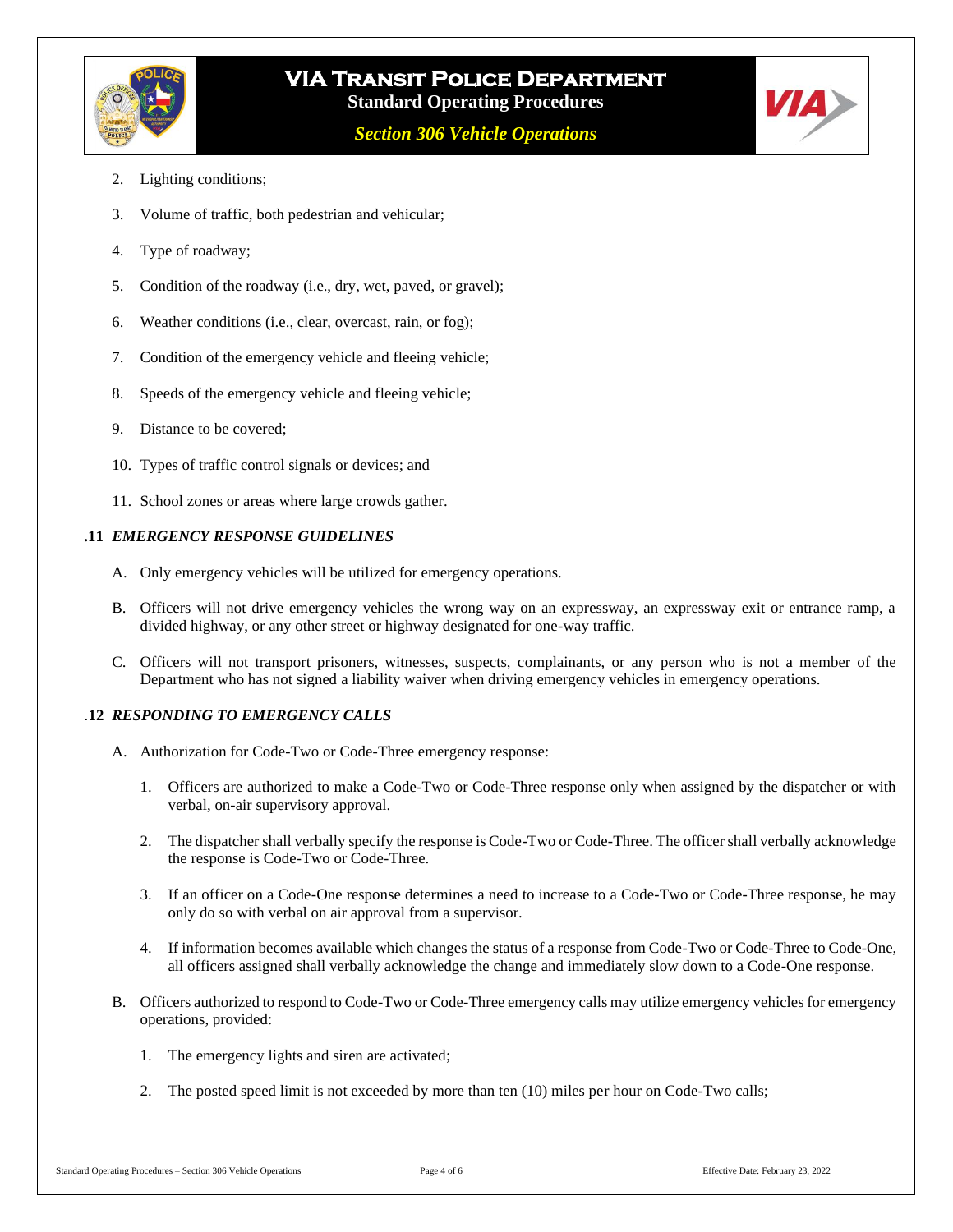2. Lighting conditions;

3. Volume of traffic, both pedestrian and vehicular;

4. Type of roadway;

5. Condition of the roadway (i.e., dry, wet, paved, or gravel);

6. Weather conditions (i.e., clear, overcast, rain, or fog);

7. Condition of the emergency vehicle and fleeing vehicle;

8. Speeds of the emergency vehicle and fleeing vehicle;

9. Distance to be covered;

10. Types of traffic control signals or devices; and

11. School zones or areas where large crowds gather.

## .11 *EMERGENCY RESPONSE GUIDELINES*

A. Only emergency vehicles will be utilized for emergency operations.

B. Officers will not drive emergency vehicles the wrong way on an expressway, an expressway exit or entrance ramp, a divided highway, or any other street or highway designated for one-way traffic.

C. Officers will not transport prisoners, witnesses, suspects, complainants, or any person who is not a member of the Department who has not signed a liability waiver when driving emergency vehicles in emergency operations.

## .12 *RESPONDING TO EMERGENCY CALLS*

A. Authorization for Code-Two or Code-Three emergency response:

   1. Officers are authorized to make a Code-Two or Code-Three response only when assigned by the dispatcher or with verbal, on-air supervisory approval.

   2. The dispatcher shall verbally specify the response is Code-Two or Code-Three. The officer shall verbally acknowledge the response is Code-Two or Code-Three.

   3. If an officer on a Code-One response determines a need to increase to a Code-Two or Code-Three response, he may only do so with verbal on air approval from a supervisor.

   4. If information becomes available which changes the status of a response from Code-Two or Code-Three to Code-One, all officers assigned shall verbally acknowledge the change and immediately slow down to a Code-One response.

B. Officers authorized to respond to Code-Two or Code-Three emergency calls may utilize emergency vehicles for emergency operations, provided:

   1. The emergency lights and siren are activated;

   2. The posted speed limit is not exceeded by more than ten (10) miles per hour on Code-Two calls;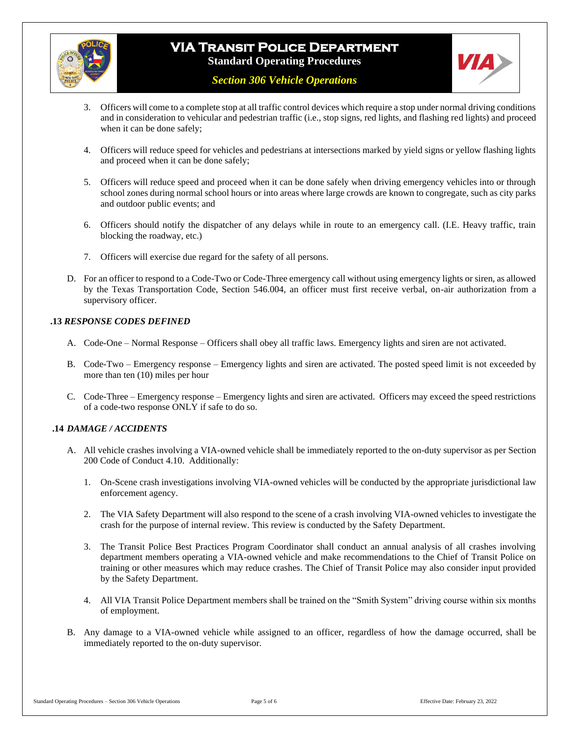3. Officers will come to a complete stop at all traffic control devices which require a stop under normal driving conditions and in consideration to vehicular and pedestrian traffic (i.e., stop signs, red lights, and flashing red lights) and proceed when it can be done safely;

4. Officers will reduce speed for vehicles and pedestrians at intersections marked by yield signs or yellow flashing lights and proceed when it can be done safely;

5. Officers will reduce speed and proceed when it can be done safely when driving emergency vehicles into or through school zones during normal school hours or into areas where large crowds are known to congregate, such as city parks and outdoor public events; and

6. Officers should notify the dispatcher of any delays while in route to an emergency call. (I.E. Heavy traffic, train blocking the roadway, etc.)

7. Officers will exercise due regard for the safety of all persons.

D. For an officer to respond to a Code-Two or Code-Three emergency call without using emergency lights or siren, as allowed by the Texas Transportation Code, Section 546.004, an officer must first receive verbal, on-air authorization from a supervisory officer.

### .13 *RESPONSE CODES DEFINED*

A. Code-One – Normal Response – Officers shall obey all traffic laws. Emergency lights and siren are not activated.

B. Code-Two – Emergency response – Emergency lights and siren are activated. The posted speed limit is not exceeded by more than ten (10) miles per hour

C. Code-Three – Emergency response – Emergency lights and siren are activated. Officers may exceed the speed restrictions of a code-two response ONLY if safe to do so.

### .14 *DAMAGE / ACCIDENTS*

A. All vehicle crashes involving a VIA-owned vehicle shall be immediately reported to the on-duty supervisor as per Section 200 Code of Conduct 4.10. Additionally:

1. On-Scene crash investigations involving VIA-owned vehicles will be conducted by the appropriate jurisdictional law enforcement agency.

2. The VIA Safety Department will also respond to the scene of a crash involving VIA-owned vehicles to investigate the crash for the purpose of internal review. This review is conducted by the Safety Department.

3. The Transit Police Best Practices Program Coordinator shall conduct an annual analysis of all crashes involving department members operating a VIA-owned vehicle and make recommendations to the Chief of Transit Police on training or other measures which may reduce crashes. The Chief of Transit Police may also consider input provided by the Safety Department.

4. All VIA Transit Police Department members shall be trained on the "Smith System" driving course within six months of employment.

B. Any damage to a VIA-owned vehicle while assigned to an officer, regardless of how the damage occurred, shall be immediately reported to the on-duty supervisor.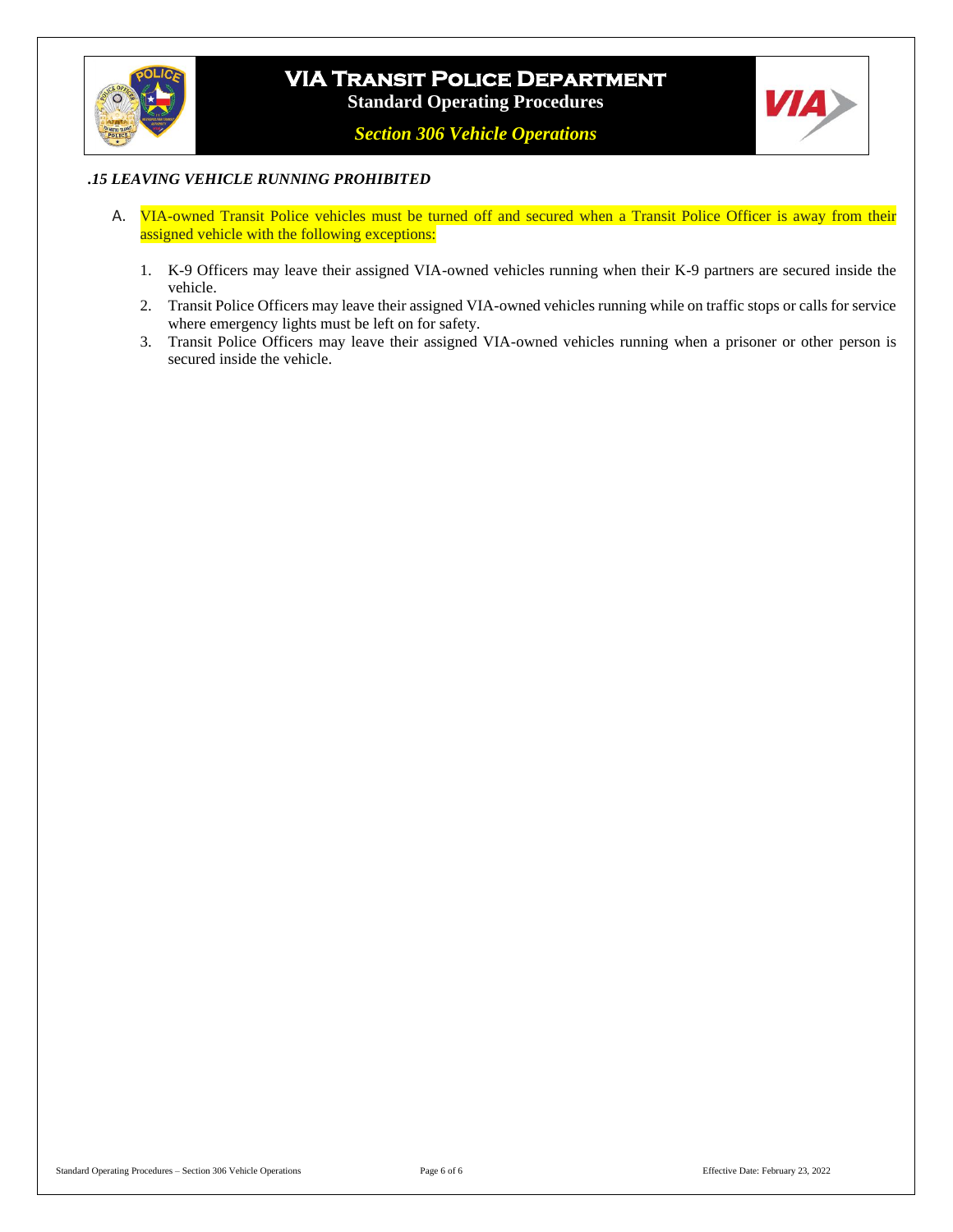### *.15 LEAVING VEHICLE RUNNING PROHIBITED*

A. VIA-owned Transit Police vehicles must be turned off and secured when a Transit Police Officer is away from their assigned vehicle with the following exceptions:

1. K-9 Officers may leave their assigned VIA-owned vehicles running when their K-9 partners are secured inside the vehicle.
2. Transit Police Officers may leave their assigned VIA-owned vehicles running while on traffic stops or calls for service where emergency lights must be left on for safety.
3. Transit Police Officers may leave their assigned VIA-owned vehicles running when a prisoner or other person is secured inside the vehicle.